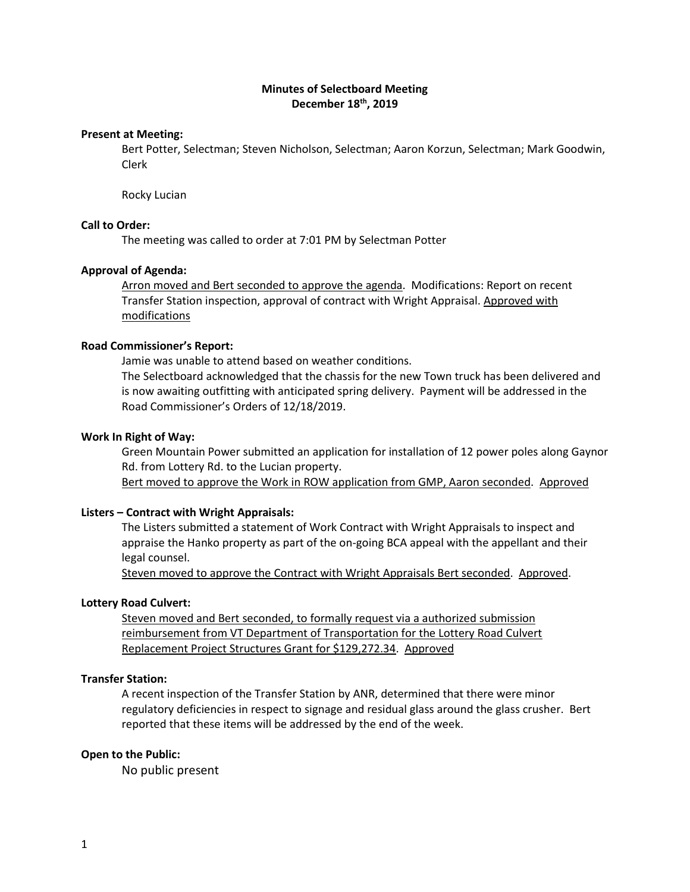# Minutes of Selectboard Meeting
## December 18th, 2019

**Present at Meeting:**

Bert Potter, Selectman; Steven Nicholson, Selectman; Aaron Korzun, Selectman; Mark Goodwin, Clerk

Rocky Lucian

**Call to Order:**

The meeting was called to order at 7:01 PM by Selectman Potter

**Approval of Agenda:**

Arron moved and Bert seconded to approve the agenda. Modifications: Report on recent Transfer Station inspection, approval of contract with Wright Appraisal. Approved with modifications

**Road Commissioner's Report:**

Jamie was unable to attend based on weather conditions.

The Selectboard acknowledged that the chassis for the new Town truck has been delivered and is now awaiting outfitting with anticipated spring delivery. Payment will be addressed in the Road Commissioner's Orders of 12/18/2019.

**Work In Right of Way:**

Green Mountain Power submitted an application for installation of 12 power poles along Gaynor Rd. from Lottery Rd. to the Lucian property.

Bert moved to approve the Work in ROW application from GMP, Aaron seconded. Approved

**Listers – Contract with Wright Appraisals:**

The Listers submitted a statement of Work Contract with Wright Appraisals to inspect and appraise the Hanko property as part of the on-going BCA appeal with the appellant and their legal counsel.

Steven moved to approve the Contract with Wright Appraisals Bert seconded. Approved.

**Lottery Road Culvert:**

Steven moved and Bert seconded, to formally request via a authorized submission reimbursement from VT Department of Transportation for the Lottery Road Culvert Replacement Project Structures Grant for $129,272.34. Approved

**Transfer Station:**

A recent inspection of the Transfer Station by ANR, determined that there were minor regulatory deficiencies in respect to signage and residual glass around the glass crusher. Bert reported that these items will be addressed by the end of the week.

**Open to the Public:**

No public present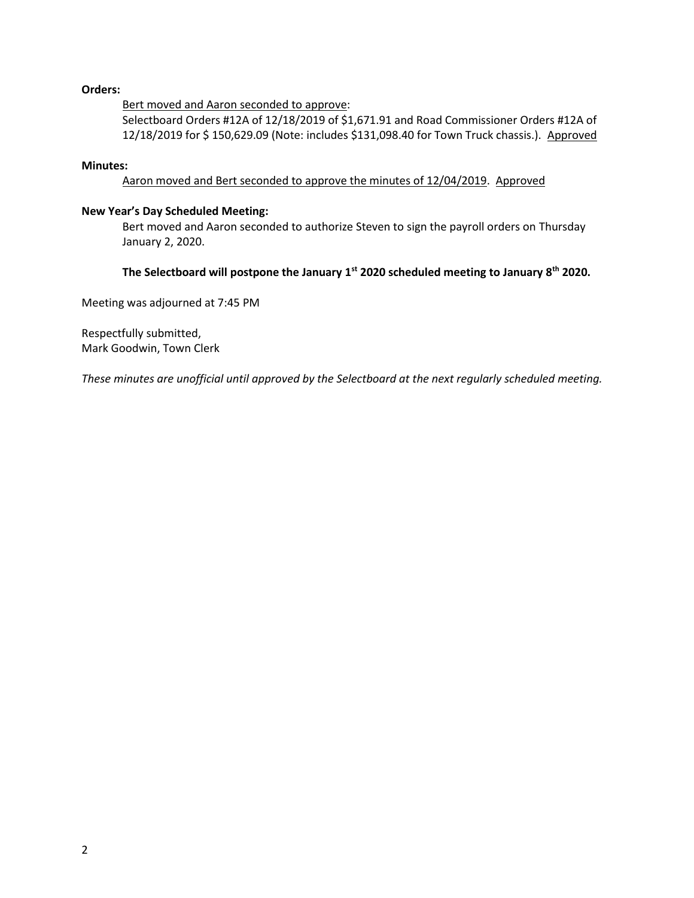**Orders:**

Bert moved and Aaron seconded to approve:
Selectboard Orders #12A of 12/18/2019 of $1,671.91 and Road Commissioner Orders #12A of 12/18/2019 for $ 150,629.09 (Note: includes $131,098.40 for Town Truck chassis.). Approved

**Minutes:**

Aaron moved and Bert seconded to approve the minutes of 12/04/2019. Approved

**New Year's Day Scheduled Meeting:**

Bert moved and Aaron seconded to authorize Steven to sign the payroll orders on Thursday January 2, 2020.

**The Selectboard will postpone the January 1st 2020 scheduled meeting to January 8th 2020.**

Meeting was adjourned at 7:45 PM

Respectfully submitted,
Mark Goodwin, Town Clerk

*These minutes are unofficial until approved by the Selectboard at the next regularly scheduled meeting.*